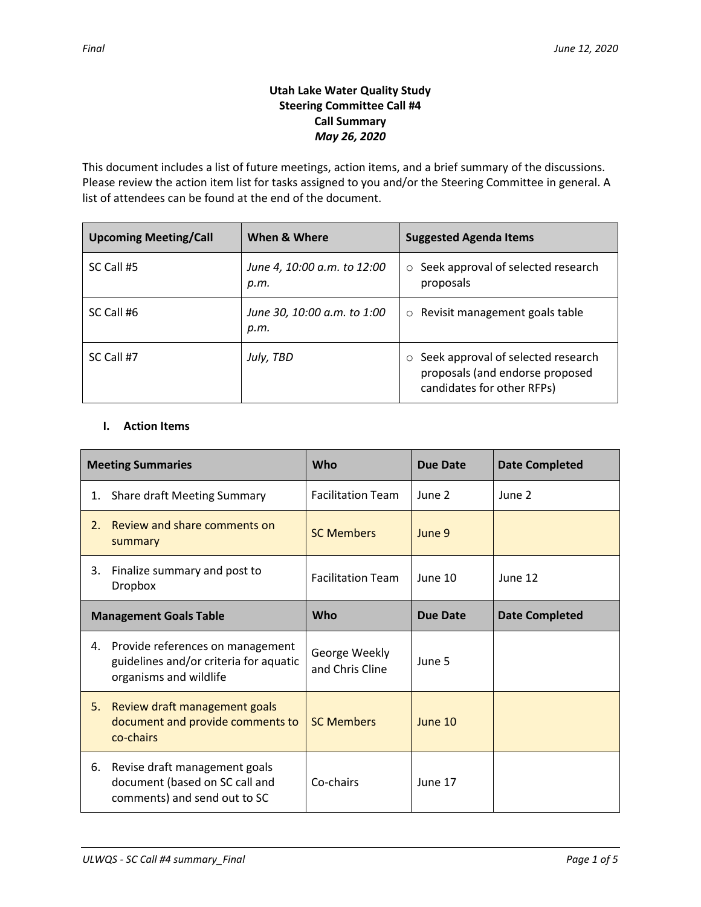Final June 12, 2020

**Utah Lake Water Quality Study**
**Steering Committee Call #4**
**Call Summary**
***May 26, 2020***

This document includes a list of future meetings, action items, and a brief summary of the discussions. Please review the action item list for tasks assigned to you and/or the Steering Committee in general. A list of attendees can be found at the end of the document.

| Upcoming Meeting/Call | When & Where | Suggested Agenda Items |
|---|---|---|
| SC Call #5 | *June 4, 10:00 a.m. to 12:00 p.m.* | ○ Seek approval of selected research proposals |
| SC Call #6 | *June 30, 10:00 a.m. to 1:00 p.m.* | ○ Revisit management goals table |
| SC Call #7 | *July, TBD* | ○ Seek approval of selected research proposals (and endorse proposed candidates for other RFPs) |

## I. Action Items

| Meeting Summaries | Who | Due Date | Date Completed |
|---|---|---|---|
| 1. Share draft Meeting Summary | Facilitation Team | June 2 | June 2 |
| 2. Review and share comments on summary | SC Members | June 9 | |
| 3. Finalize summary and post to Dropbox | Facilitation Team | June 10 | June 12 |
| **Management Goals Table** | **Who** | **Due Date** | **Date Completed** |
| 4. Provide references on management guidelines and/or criteria for aquatic organisms and wildlife | George Weekly and Chris Cline | June 5 | |
| 5. Review draft management goals document and provide comments to co-chairs | SC Members | June 10 | |
| 6. Revise draft management goals document (based on SC call and comments) and send out to SC | Co-chairs | June 17 | |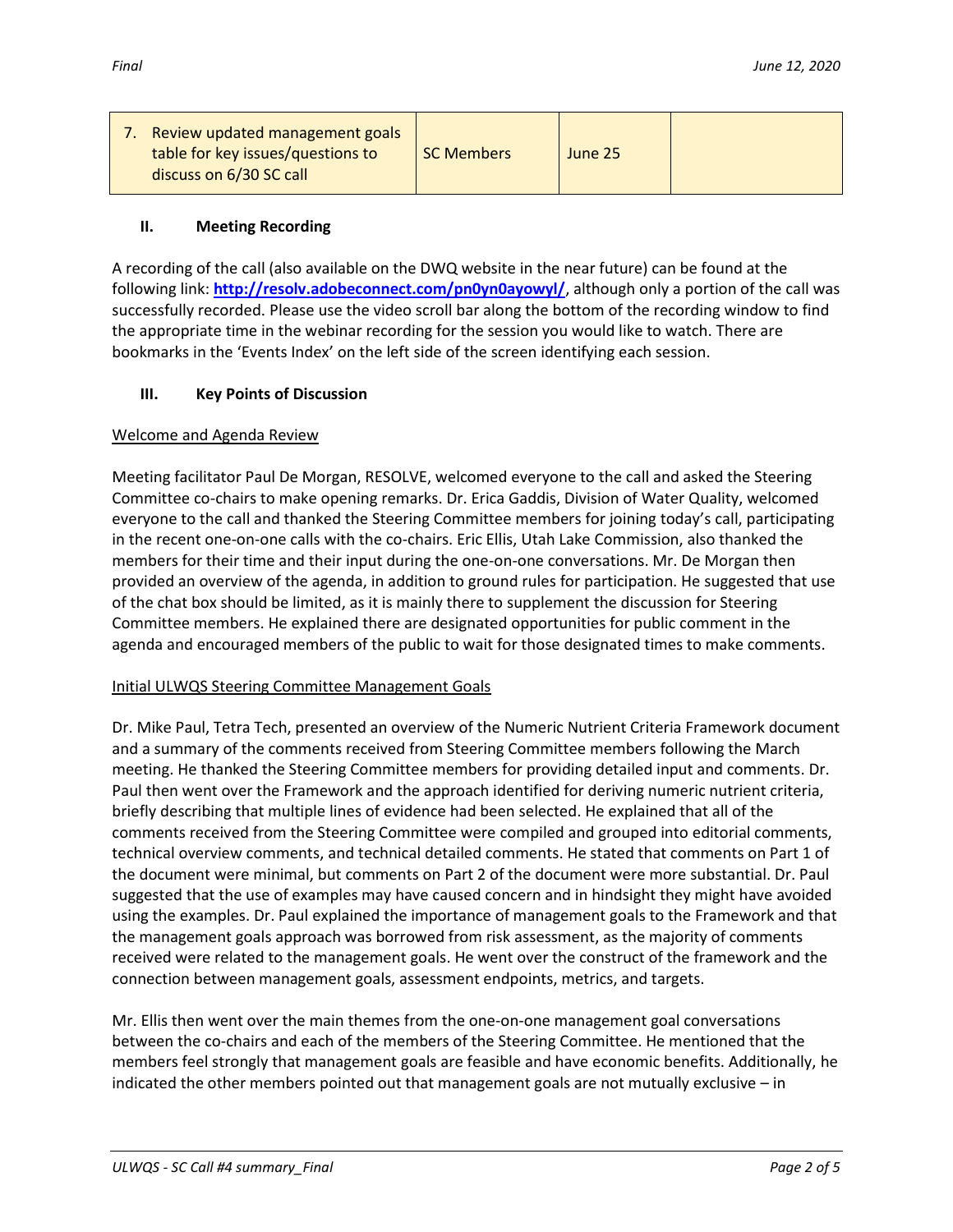| 7. Review updated management goals table for key issues/questions to discuss on 6/30 SC call | SC Members | June 25 | |
|---|---|---|---|

### II. Meeting Recording

A recording of the call (also available on the DWQ website in the near future) can be found at the following link: **http://resolv.adobeconnect.com/pn0yn0ayowyl/**, although only a portion of the call was successfully recorded. Please use the video scroll bar along the bottom of the recording window to find the appropriate time in the webinar recording for the session you would like to watch. There are bookmarks in the 'Events Index' on the left side of the screen identifying each session.

### III. Key Points of Discussion

Welcome and Agenda Review

Meeting facilitator Paul De Morgan, RESOLVE, welcomed everyone to the call and asked the Steering Committee co-chairs to make opening remarks. Dr. Erica Gaddis, Division of Water Quality, welcomed everyone to the call and thanked the Steering Committee members for joining today's call, participating in the recent one-on-one calls with the co-chairs. Eric Ellis, Utah Lake Commission, also thanked the members for their time and their input during the one-on-one conversations. Mr. De Morgan then provided an overview of the agenda, in addition to ground rules for participation. He suggested that use of the chat box should be limited, as it is mainly there to supplement the discussion for Steering Committee members. He explained there are designated opportunities for public comment in the agenda and encouraged members of the public to wait for those designated times to make comments.

Initial ULWQS Steering Committee Management Goals

Dr. Mike Paul, Tetra Tech, presented an overview of the Numeric Nutrient Criteria Framework document and a summary of the comments received from Steering Committee members following the March meeting. He thanked the Steering Committee members for providing detailed input and comments. Dr. Paul then went over the Framework and the approach identified for deriving numeric nutrient criteria, briefly describing that multiple lines of evidence had been selected. He explained that all of the comments received from the Steering Committee were compiled and grouped into editorial comments, technical overview comments, and technical detailed comments. He stated that comments on Part 1 of the document were minimal, but comments on Part 2 of the document were more substantial. Dr. Paul suggested that the use of examples may have caused concern and in hindsight they might have avoided using the examples. Dr. Paul explained the importance of management goals to the Framework and that the management goals approach was borrowed from risk assessment, as the majority of comments received were related to the management goals. He went over the construct of the framework and the connection between management goals, assessment endpoints, metrics, and targets.

Mr. Ellis then went over the main themes from the one-on-one management goal conversations between the co-chairs and each of the members of the Steering Committee. He mentioned that the members feel strongly that management goals are feasible and have economic benefits. Additionally, he indicated the other members pointed out that management goals are not mutually exclusive – in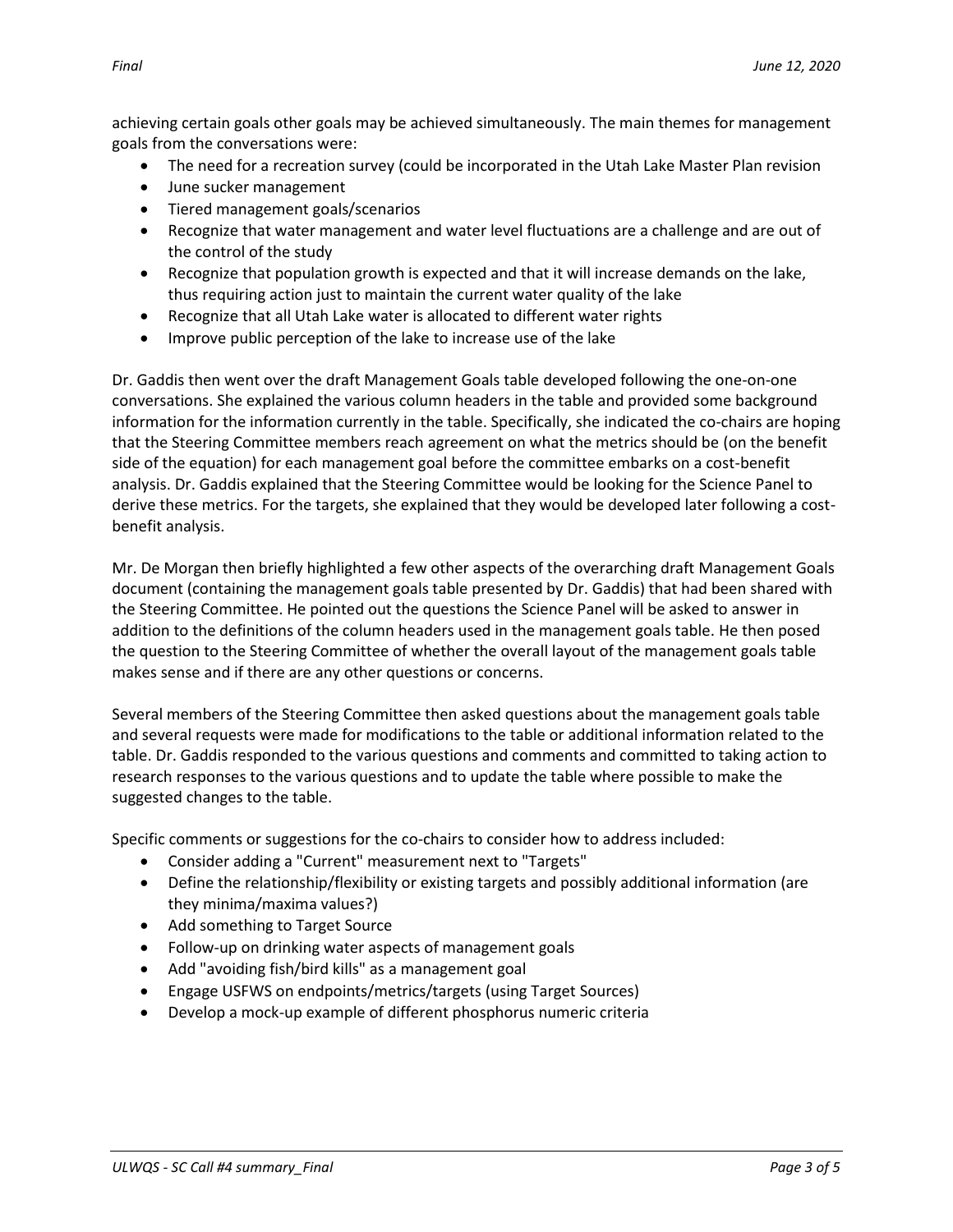achieving certain goals other goals may be achieved simultaneously. The main themes for management goals from the conversations were:

- The need for a recreation survey (could be incorporated in the Utah Lake Master Plan revision
- June sucker management
- Tiered management goals/scenarios
- Recognize that water management and water level fluctuations are a challenge and are out of the control of the study
- Recognize that population growth is expected and that it will increase demands on the lake, thus requiring action just to maintain the current water quality of the lake
- Recognize that all Utah Lake water is allocated to different water rights
- Improve public perception of the lake to increase use of the lake

Dr. Gaddis then went over the draft Management Goals table developed following the one-on-one conversations. She explained the various column headers in the table and provided some background information for the information currently in the table. Specifically, she indicated the co-chairs are hoping that the Steering Committee members reach agreement on what the metrics should be (on the benefit side of the equation) for each management goal before the committee embarks on a cost-benefit analysis. Dr. Gaddis explained that the Steering Committee would be looking for the Science Panel to derive these metrics. For the targets, she explained that they would be developed later following a cost-benefit analysis.

Mr. De Morgan then briefly highlighted a few other aspects of the overarching draft Management Goals document (containing the management goals table presented by Dr. Gaddis) that had been shared with the Steering Committee. He pointed out the questions the Science Panel will be asked to answer in addition to the definitions of the column headers used in the management goals table. He then posed the question to the Steering Committee of whether the overall layout of the management goals table makes sense and if there are any other questions or concerns.

Several members of the Steering Committee then asked questions about the management goals table and several requests were made for modifications to the table or additional information related to the table. Dr. Gaddis responded to the various questions and comments and committed to taking action to research responses to the various questions and to update the table where possible to make the suggested changes to the table.

Specific comments or suggestions for the co-chairs to consider how to address included:

- Consider adding a "Current" measurement next to "Targets"
- Define the relationship/flexibility or existing targets and possibly additional information (are they minima/maxima values?)
- Add something to Target Source
- Follow-up on drinking water aspects of management goals
- Add "avoiding fish/bird kills" as a management goal
- Engage USFWS on endpoints/metrics/targets (using Target Sources)
- Develop a mock-up example of different phosphorus numeric criteria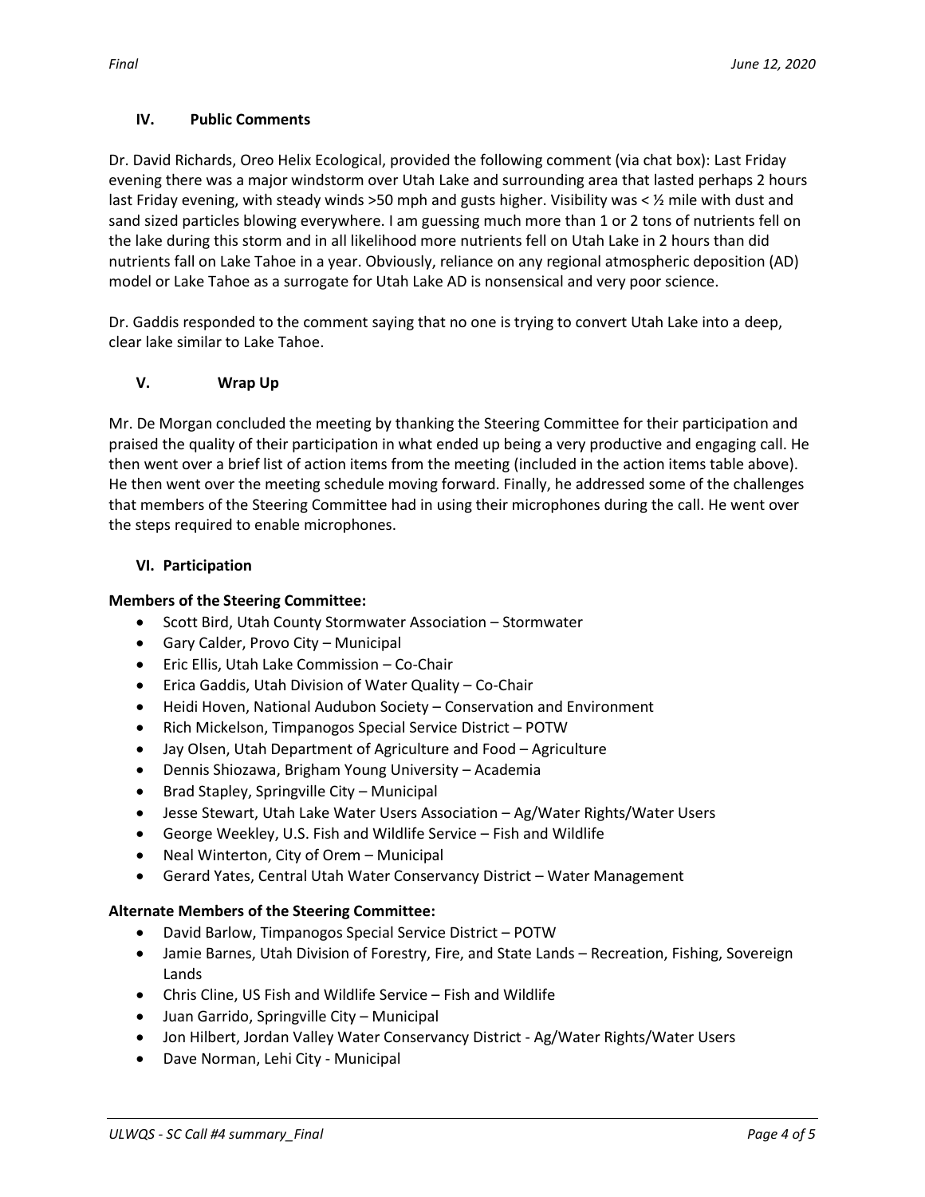### IV. Public Comments

Dr. David Richards, Oreo Helix Ecological, provided the following comment (via chat box): Last Friday evening there was a major windstorm over Utah Lake and surrounding area that lasted perhaps 2 hours last Friday evening, with steady winds >50 mph and gusts higher. Visibility was < ½ mile with dust and sand sized particles blowing everywhere. I am guessing much more than 1 or 2 tons of nutrients fell on the lake during this storm and in all likelihood more nutrients fell on Utah Lake in 2 hours than did nutrients fall on Lake Tahoe in a year. Obviously, reliance on any regional atmospheric deposition (AD) model or Lake Tahoe as a surrogate for Utah Lake AD is nonsensical and very poor science.

Dr. Gaddis responded to the comment saying that no one is trying to convert Utah Lake into a deep, clear lake similar to Lake Tahoe.

### V. Wrap Up

Mr. De Morgan concluded the meeting by thanking the Steering Committee for their participation and praised the quality of their participation in what ended up being a very productive and engaging call. He then went over a brief list of action items from the meeting (included in the action items table above). He then went over the meeting schedule moving forward. Finally, he addressed some of the challenges that members of the Steering Committee had in using their microphones during the call. He went over the steps required to enable microphones.

### VI. Participation

**Members of the Steering Committee:**

- Scott Bird, Utah County Stormwater Association – Stormwater
- Gary Calder, Provo City – Municipal
- Eric Ellis, Utah Lake Commission – Co-Chair
- Erica Gaddis, Utah Division of Water Quality – Co-Chair
- Heidi Hoven, National Audubon Society – Conservation and Environment
- Rich Mickelson, Timpanogos Special Service District – POTW
- Jay Olsen, Utah Department of Agriculture and Food – Agriculture
- Dennis Shiozawa, Brigham Young University – Academia
- Brad Stapley, Springville City – Municipal
- Jesse Stewart, Utah Lake Water Users Association – Ag/Water Rights/Water Users
- George Weekley, U.S. Fish and Wildlife Service – Fish and Wildlife
- Neal Winterton, City of Orem – Municipal
- Gerard Yates, Central Utah Water Conservancy District – Water Management

**Alternate Members of the Steering Committee:**

- David Barlow, Timpanogos Special Service District – POTW
- Jamie Barnes, Utah Division of Forestry, Fire, and State Lands – Recreation, Fishing, Sovereign Lands
- Chris Cline, US Fish and Wildlife Service – Fish and Wildlife
- Juan Garrido, Springville City – Municipal
- Jon Hilbert, Jordan Valley Water Conservancy District - Ag/Water Rights/Water Users
- Dave Norman, Lehi City - Municipal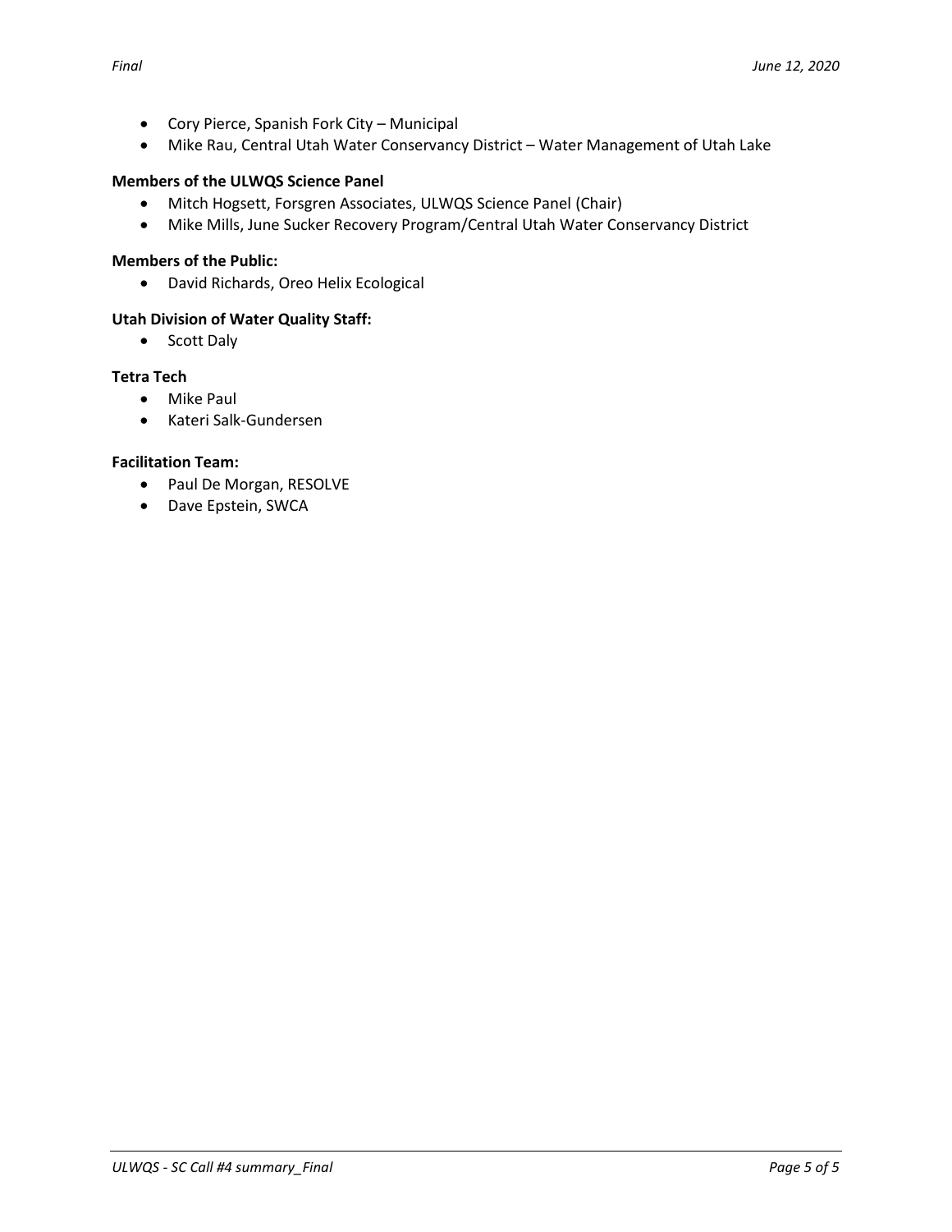- Cory Pierce, Spanish Fork City – Municipal
- Mike Rau, Central Utah Water Conservancy District – Water Management of Utah Lake

**Members of the ULWQS Science Panel**

- Mitch Hogsett, Forsgren Associates, ULWQS Science Panel (Chair)
- Mike Mills, June Sucker Recovery Program/Central Utah Water Conservancy District

**Members of the Public:**

- David Richards, Oreo Helix Ecological

**Utah Division of Water Quality Staff:**

- Scott Daly

**Tetra Tech**

- Mike Paul
- Kateri Salk-Gundersen

**Facilitation Team:**

- Paul De Morgan, RESOLVE
- Dave Epstein, SWCA